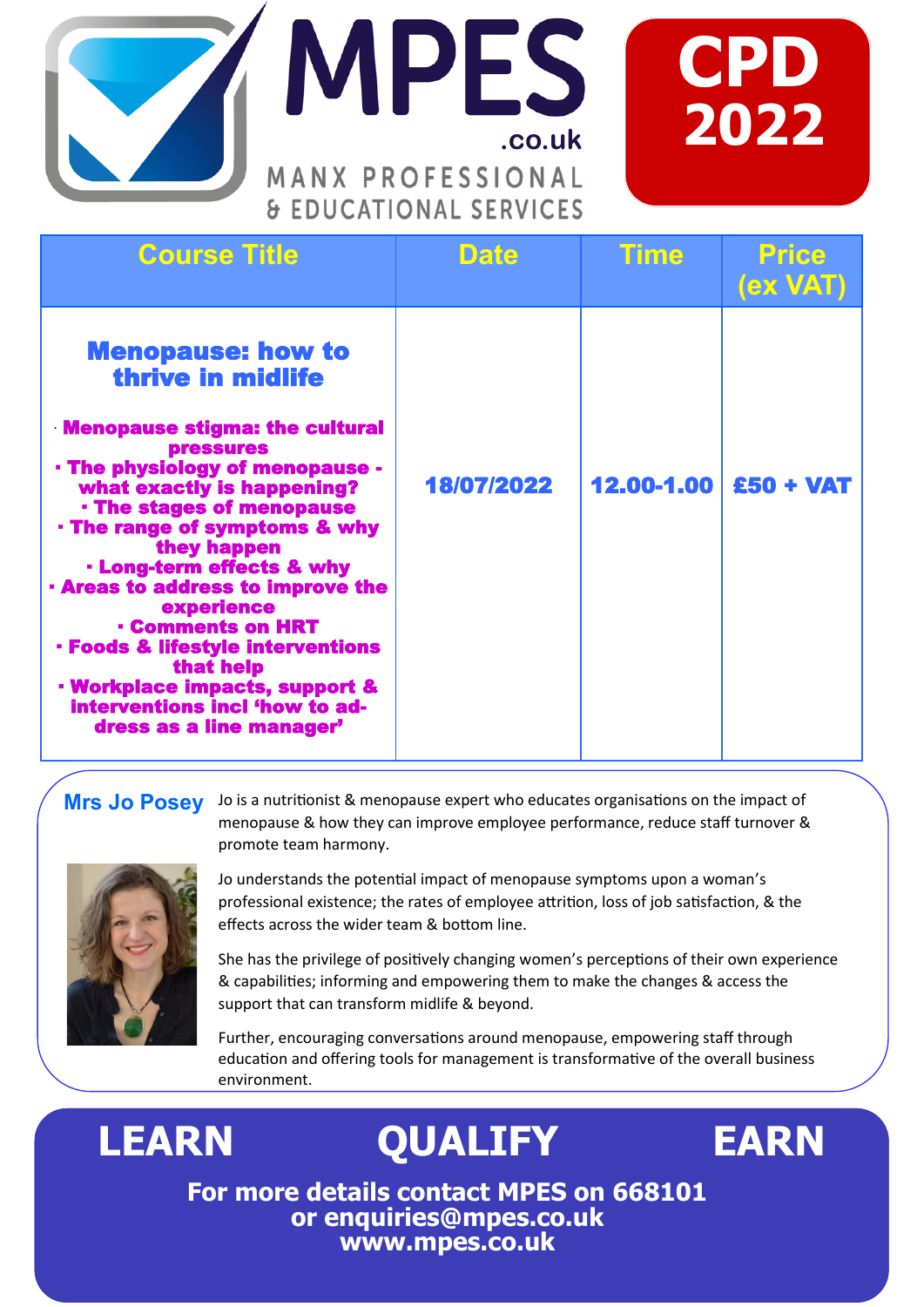# MPES

.co.uk

MANX PROFESSIONAL & EDUCATIONAL SERVICES

**CPD 2022**

| Course Title | Date | Time | Price (ex VAT) |
|---|---|---|---|
| **Menopause: how to thrive in midlife**<br><br>· Menopause stigma: the cultural pressures<br>· The physiology of menopause - what exactly is happening?<br>· The stages of menopause<br>· The range of symptoms & why they happen<br>· Long-term effects & why<br>· Areas to address to improve the experience<br>· Comments on HRT<br>· Foods & lifestyle interventions that help<br>· Workplace impacts, support & interventions incl 'how to address as a line manager' | 18/07/2022 | 12.00-1.00 | £50 + VAT |

## Mrs Jo Posey

Jo is a nutritionist & menopause expert who educates organisations on the impact of menopause & how they can improve employee performance, reduce staff turnover & promote team harmony.

Jo understands the potential impact of menopause symptoms upon a woman's professional existence; the rates of employee attrition, loss of job satisfaction, & the effects across the wider team & bottom line.

She has the privilege of positively changing women's perceptions of their own experience & capabilities; informing and empowering them to make the changes & access the support that can transform midlife & beyond.

Further, encouraging conversations around menopause, empowering staff through education and offering tools for management is transformative of the overall business environment.

**LEARN QUALIFY EARN**

**For more details contact MPES on 668101 or enquiries@mpes.co.uk www.mpes.co.uk**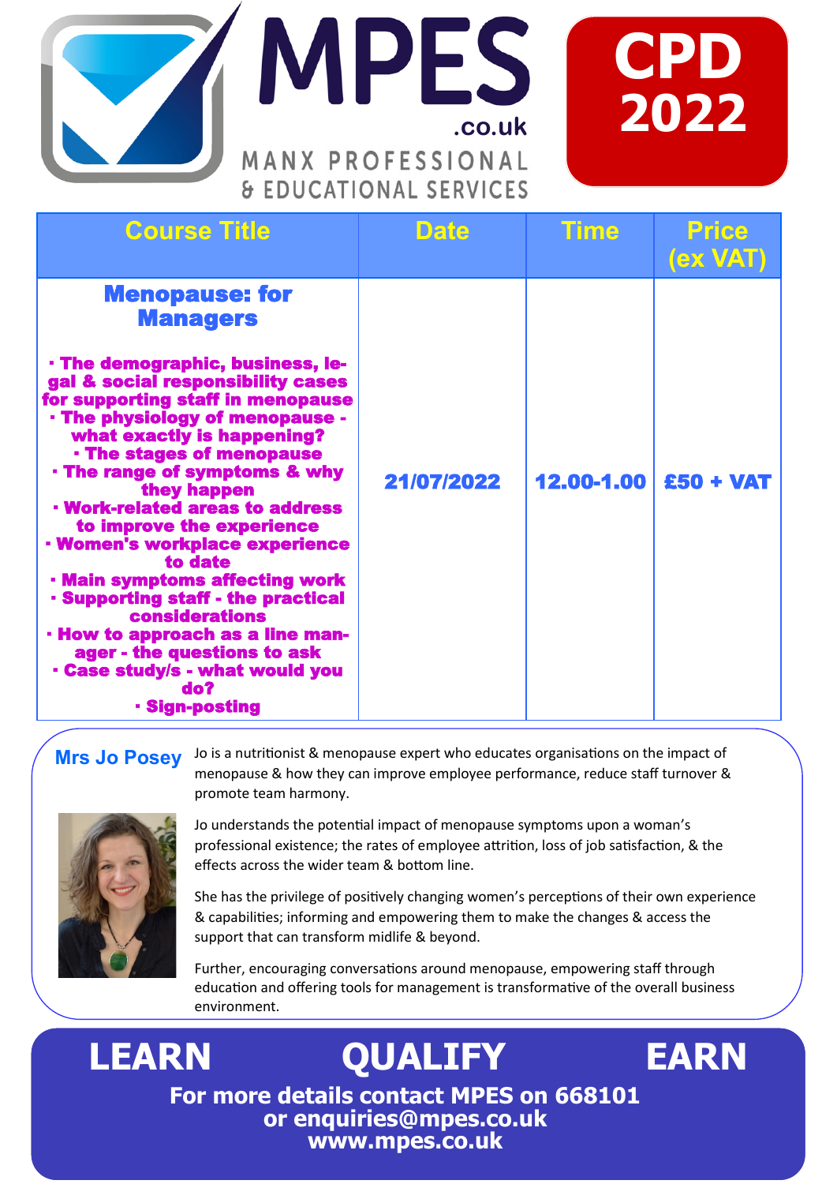# MPES .co.uk

MANX PROFESSIONAL & EDUCATIONAL SERVICES

**CPD 2022**

| Course Title | Date | Time | Price (ex VAT) |
|---|---|---|---|
| **Menopause: for Managers**<br><br>· The demographic, business, legal & social responsibility cases for supporting staff in menopause<br>· The physiology of menopause - what exactly is happening?<br>· The stages of menopause<br>· The range of symptoms & why they happen<br>· Work-related areas to address to improve the experience<br>· Women's workplace experience to date<br>· Main symptoms affecting work<br>· Supporting staff - the practical considerations<br>· How to approach as a line manager - the questions to ask<br>· Case study/s - what would you do?<br>· Sign-posting | 21/07/2022 | 12.00-1.00 | £50 + VAT |

**Mrs Jo Posey**

Jo is a nutritionist & menopause expert who educates organisations on the impact of menopause & how they can improve employee performance, reduce staff turnover & promote team harmony.

Jo understands the potential impact of menopause symptoms upon a woman's professional existence; the rates of employee attrition, loss of job satisfaction, & the effects across the wider team & bottom line.

She has the privilege of positively changing women's perceptions of their own experience & capabilities; informing and empowering them to make the changes & access the support that can transform midlife & beyond.

Further, encouraging conversations around menopause, empowering staff through education and offering tools for management is transformative of the overall business environment.

**LEARN QUALIFY EARN**

**For more details contact MPES on 668101**
**or enquiries@mpes.co.uk**
**www.mpes.co.uk**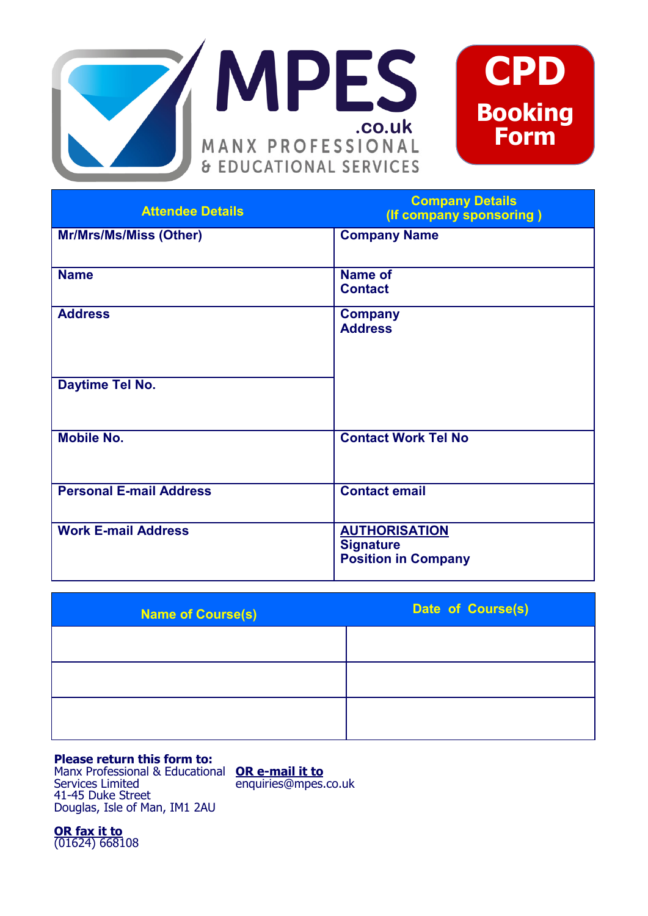# MPES

.co.uk

MANX PROFESSIONAL & EDUCATIONAL SERVICES

## CPD Booking Form

| Attendee Details | Company Details (If company sponsoring ) |
|---|---|
| **Mr/Mrs/Ms/Miss (Other)** | **Company Name** |
| **Name** | **Name of Contact** |
| **Address** | **Company Address** |
| **Daytime Tel No.** | |
| **Mobile No.** | **Contact Work Tel No** |
| **Personal E-mail Address** | **Contact email** |
| **Work E-mail Address** | **AUTHORISATION** **Signature** **Position in Company** |

| Name of Course(s) | Date of Course(s) |
|---|---|
| | |
| | |
| | |

**Please return this form to:**
Manx Professional & Educational Services Limited
41-45 Duke Street
Douglas, Isle of Man, IM1 2AU

**OR e-mail it to**
enquiries@mpes.co.uk

**OR fax it to**
(01624) 668108